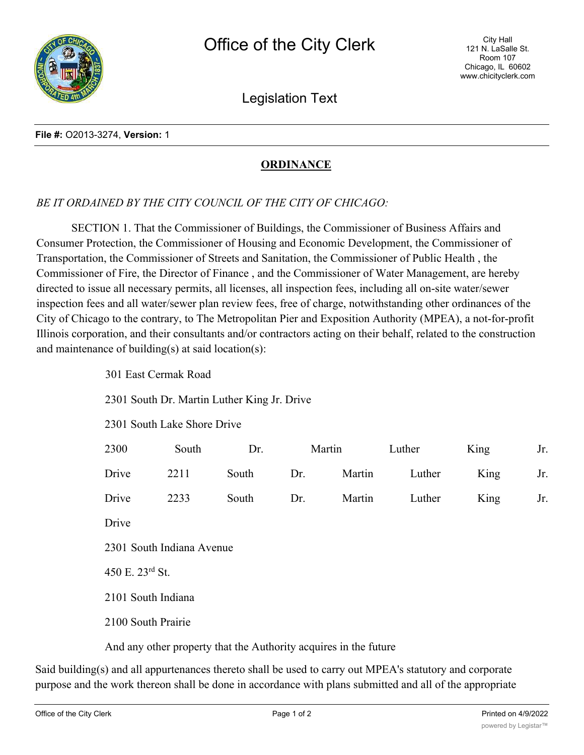File #: O2013-3274, Version: 1

**ORDINANCE**

*BE IT ORDAINED BY THE CITY COUNCIL OF THE CITY OF CHICAGO:*

SECTION 1. That the Commissioner of Buildings, the Commissioner of Business Affairs and Consumer Protection, the Commissioner of Housing and Economic Development, the Commissioner of Transportation, the Commissioner of Streets and Sanitation, the Commissioner of Public Health , the Commissioner of Fire, the Director of Finance , and the Commissioner of Water Management, are hereby directed to issue all necessary permits, all licenses, all inspection fees, including all on-site water/sewer inspection fees and all water/sewer plan review fees, free of charge, notwithstanding other ordinances of the City of Chicago to the contrary, to The Metropolitan Pier and Exposition Authority (MPEA), a not-for-profit Illinois corporation, and their consultants and/or contractors acting on their behalf, related to the construction and maintenance of building(s) at said location(s):

301 East Cermak Road

2301 South Dr. Martin Luther King Jr. Drive

2301 South Lake Shore Drive

2300 South Dr. Martin Luther King Jr. Drive 2211 South Dr. Martin Luther King Jr. Drive 2233 South Dr. Martin Luther King Jr. Drive

2301 South Indiana Avenue

450 E. 23rd St.

2101 South Indiana

2100 South Prairie

And any other property that the Authority acquires in the future

Said building(s) and all appurtenances thereto shall be used to carry out MPEA's statutory and corporate purpose and the work thereon shall be done in accordance with plans submitted and all of the appropriate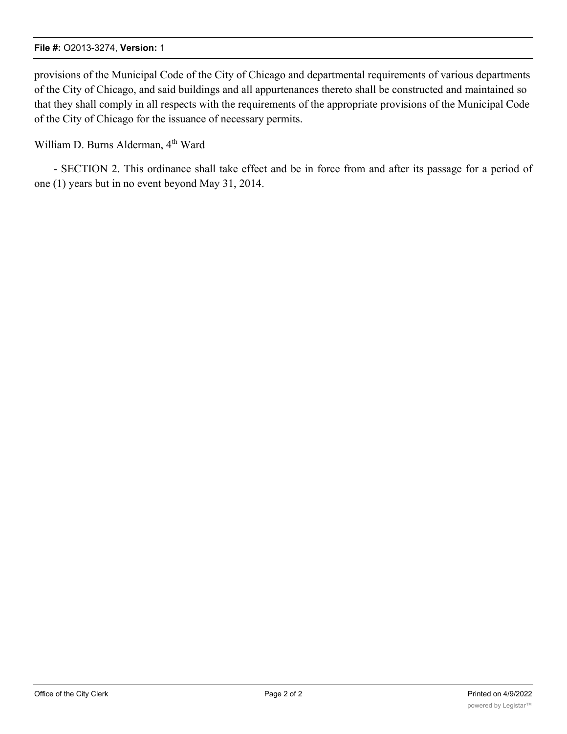provisions of the Municipal Code of the City of Chicago and departmental requirements of various departments of the City of Chicago, and said buildings and all appurtenances thereto shall be constructed and maintained so that they shall comply in all respects with the requirements of the appropriate provisions of the Municipal Code of the City of Chicago for the issuance of necessary permits.

William D. Burns Alderman, 4th Ward

- SECTION 2. This ordinance shall take effect and be in force from and after its passage for a period of one (1) years but in no event beyond May 31, 2014.